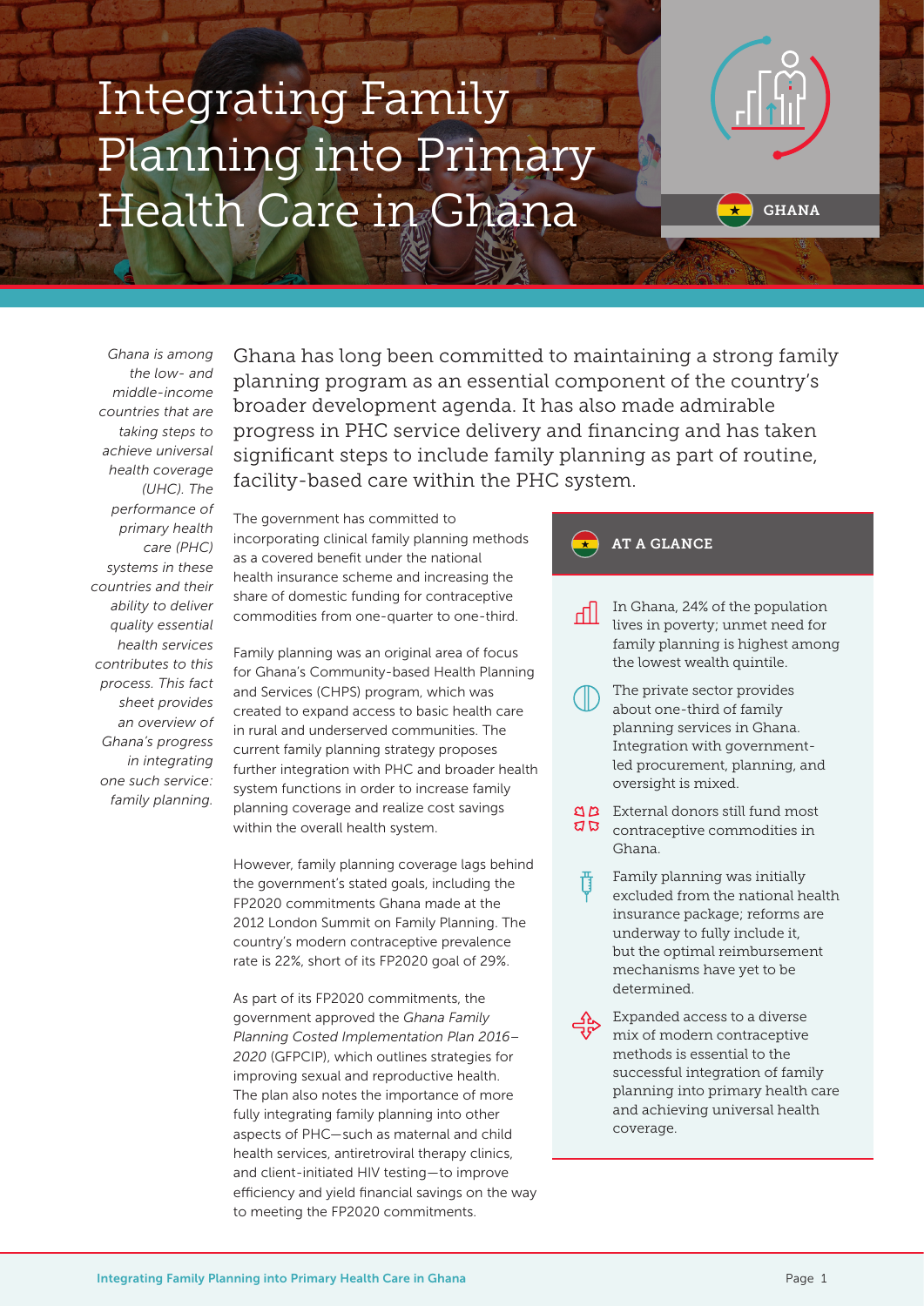# Integrating Family Planning into Primary Health Care in Ghana

GHANA

*Ghana is among the low- and middle-income countries that are taking steps to achieve universal health coverage (UHC). The performance of primary health care (PHC) systems in these countries and their ability to deliver quality essential health services contributes to this process. This fact sheet provides an overview of Ghana's progress in integrating one such service: family planning.*

Ghana has long been committed to maintaining a strong family planning program as an essential component of the country's broader development agenda. It has also made admirable progress in PHC service delivery and financing and has taken significant steps to include family planning as part of routine, facility-based care within the PHC system.

The government has committed to incorporating clinical family planning methods as a covered benefit under the national health insurance scheme and increasing the share of domestic funding for contraceptive commodities from one-quarter to one-third.

Family planning was an original area of focus for Ghana's Community-based Health Planning and Services (CHPS) program, which was created to expand access to basic health care in rural and underserved communities. The current family planning strategy proposes further integration with PHC and broader health system functions in order to increase family planning coverage and realize cost savings within the overall health system.

However, family planning coverage lags behind the government's stated goals, including the FP2020 commitments Ghana made at the 2012 London Summit on Family Planning. The country's modern contraceptive prevalence rate is 22%, short of its FP2020 goal of 29%.

As part of its FP2020 commitments, the government approved the *Ghana Family Planning Costed Implementation Plan 2016–2020* (GFPCIP), which outlines strategies for improving sexual and reproductive health. The plan also notes the importance of more fully integrating family planning into other aspects of PHC—such as maternal and child health services, antiretroviral therapy clinics, and client-initiated HIV testing—to improve efficiency and yield financial savings on the way to meeting the FP2020 commitments.

## AT A GLANCE

- In Ghana, 24% of the population lives in poverty; unmet need for family planning is highest among the lowest wealth quintile.
- The private sector provides about one-third of family planning services in Ghana. Integration with government-led procurement, planning, and oversight is mixed.
- External donors still fund most contraceptive commodities in Ghana.
- Family planning was initially excluded from the national health insurance package; reforms are underway to fully include it, but the optimal reimbursement mechanisms have yet to be determined.
- Expanded access to a diverse mix of modern contraceptive methods is essential to the successful integration of family planning into primary health care and achieving universal health coverage.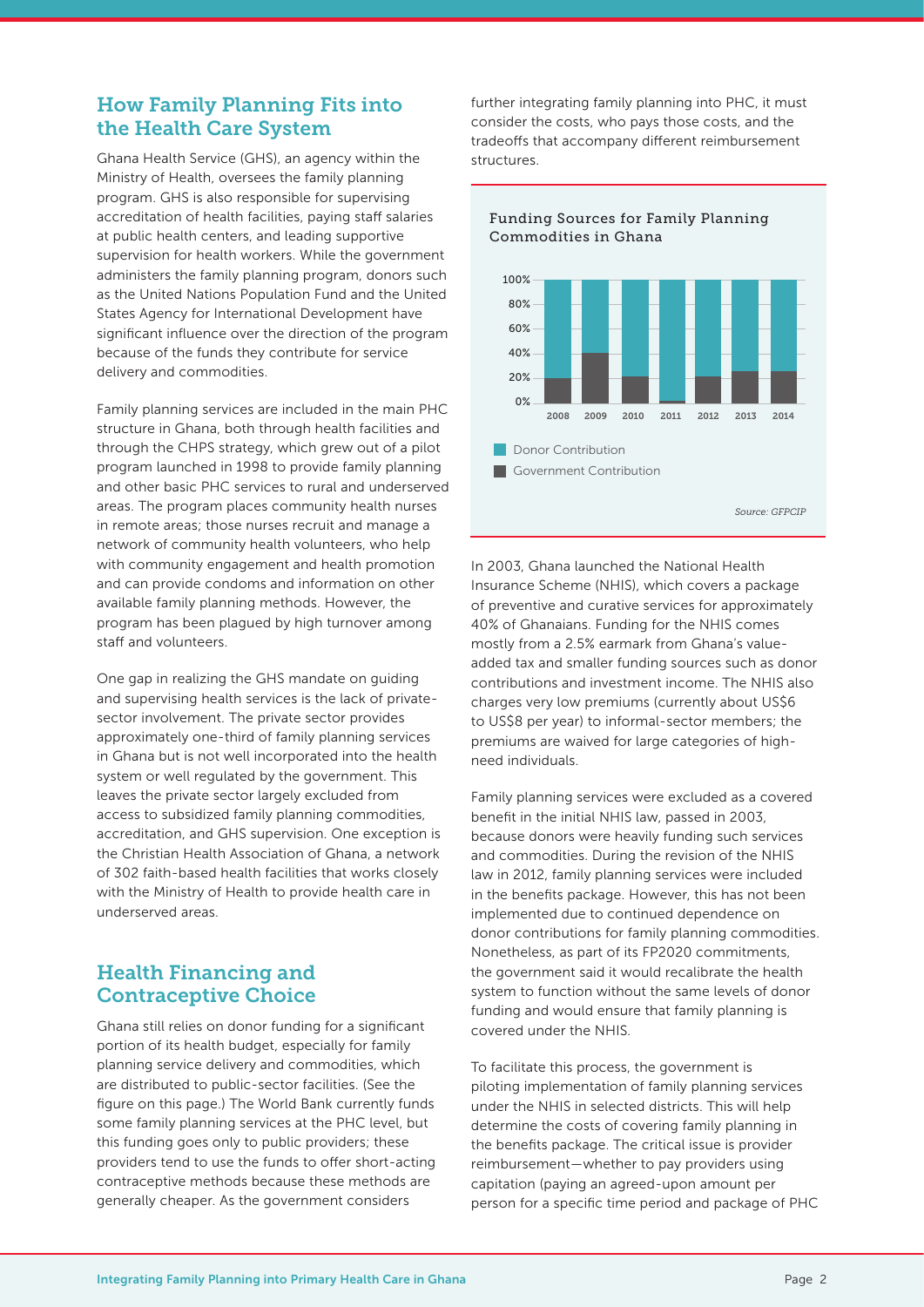## How Family Planning Fits into the Health Care System

Ghana Health Service (GHS), an agency within the Ministry of Health, oversees the family planning program. GHS is also responsible for supervising accreditation of health facilities, paying staff salaries at public health centers, and leading supportive supervision for health workers. While the government administers the family planning program, donors such as the United Nations Population Fund and the United States Agency for International Development have significant influence over the direction of the program because of the funds they contribute for service delivery and commodities.

Family planning services are included in the main PHC structure in Ghana, both through health facilities and through the CHPS strategy, which grew out of a pilot program launched in 1998 to provide family planning and other basic PHC services to rural and underserved areas. The program places community health nurses in remote areas; those nurses recruit and manage a network of community health volunteers, who help with community engagement and health promotion and can provide condoms and information on other available family planning methods. However, the program has been plagued by high turnover among staff and volunteers.

One gap in realizing the GHS mandate on guiding and supervising health services is the lack of private-sector involvement. The private sector provides approximately one-third of family planning services in Ghana but is not well incorporated into the health system or well regulated by the government. This leaves the private sector largely excluded from access to subsidized family planning commodities, accreditation, and GHS supervision. One exception is the Christian Health Association of Ghana, a network of 302 faith-based health facilities that works closely with the Ministry of Health to provide health care in underserved areas.

## Health Financing and Contraceptive Choice

Ghana still relies on donor funding for a significant portion of its health budget, especially for family planning service delivery and commodities, which are distributed to public-sector facilities. (See the figure on this page.) The World Bank currently funds some family planning services at the PHC level, but this funding goes only to public providers; these providers tend to use the funds to offer short-acting contraceptive methods because these methods are generally cheaper. As the government considers further integrating family planning into PHC, it must consider the costs, who pays those costs, and the tradeoffs that accompany different reimbursement structures.

**Funding Sources for Family Planning Commodities in Ghana**

| Year | Government Contribution (approx.) | Donor Contribution (approx.) |
|---|---|---|
| 2008 | 20% | 80% |
| 2009 | 41% | 59% |
| 2010 | 22% | 78% |
| 2011 | 2% | 98% |
| 2012 | 22% | 78% |
| 2013 | 26% | 74% |
| 2014 | 26% | 74% |

*Source: GFPCIP*

In 2003, Ghana launched the National Health Insurance Scheme (NHIS), which covers a package of preventive and curative services for approximately 40% of Ghanaians. Funding for the NHIS comes mostly from a 2.5% earmark from Ghana's value-added tax and smaller funding sources such as donor contributions and investment income. The NHIS also charges very low premiums (currently about US$6 to US$8 per year) to informal-sector members; the premiums are waived for large categories of high-need individuals.

Family planning services were excluded as a covered benefit in the initial NHIS law, passed in 2003, because donors were heavily funding such services and commodities. During the revision of the NHIS law in 2012, family planning services were included in the benefits package. However, this has not been implemented due to continued dependence on donor contributions for family planning commodities. Nonetheless, as part of its FP2020 commitments, the government said it would recalibrate the health system to function without the same levels of donor funding and would ensure that family planning is covered under the NHIS.

To facilitate this process, the government is piloting implementation of family planning services under the NHIS in selected districts. This will help determine the costs of covering family planning in the benefits package. The critical issue is provider reimbursement—whether to pay providers using capitation (paying an agreed-upon amount per person for a specific time period and package of PHC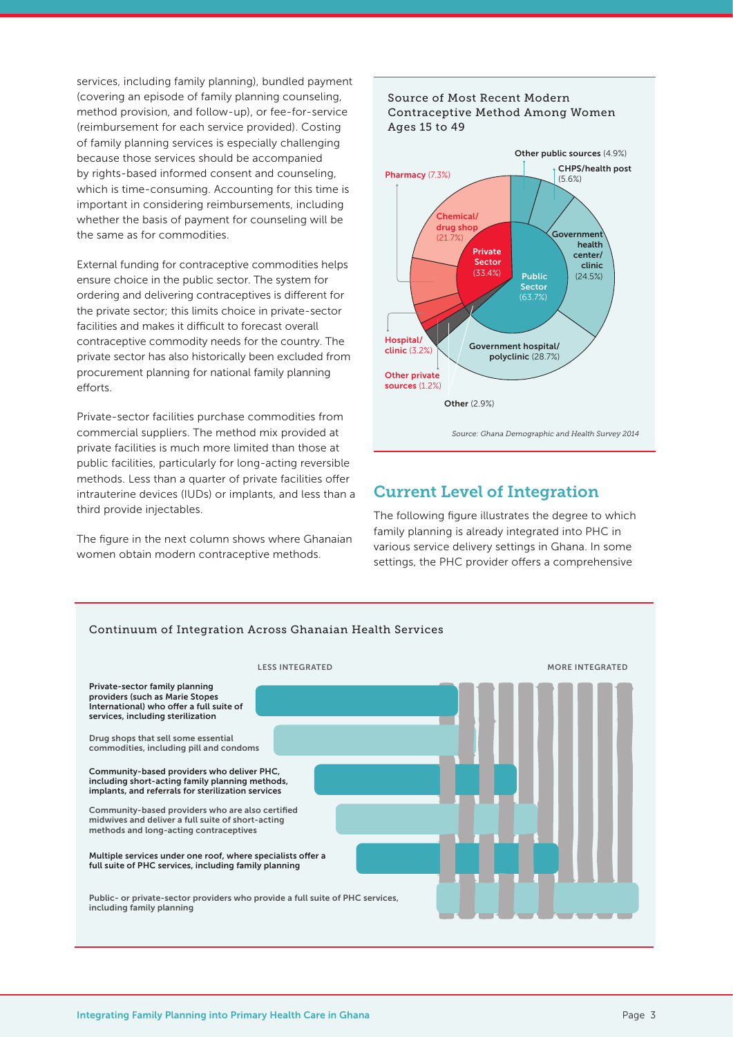services, including family planning), bundled payment (covering an episode of family planning counseling, method provision, and follow-up), or fee-for-service (reimbursement for each service provided). Costing of family planning services is especially challenging because those services should be accompanied by rights-based informed consent and counseling, which is time-consuming. Accounting for this time is important in considering reimbursements, including whether the basis of payment for counseling will be the same as for commodities.

External funding for contraceptive commodities helps ensure choice in the public sector. The system for ordering and delivering contraceptives is different for the private sector; this limits choice in private-sector facilities and makes it difficult to forecast overall contraceptive commodity needs for the country. The private sector has also historically been excluded from procurement planning for national family planning efforts.

Private-sector facilities purchase commodities from commercial suppliers. The method mix provided at private facilities is much more limited than those at public facilities, particularly for long-acting reversible methods. Less than a quarter of private facilities offer intrauterine devices (IUDs) or implants, and less than a third provide injectables.

The figure in the next column shows where Ghanaian women obtain modern contraceptive methods.

**Source of Most Recent Modern Contraceptive Method Among Women Ages 15 to 49**

- Public Sector (63.7%)
  - Government hospital/polyclinic (28.7%)
  - Government health center/clinic (24.5%)
  - CHPS/health post (5.6%)
  - Other public sources (4.9%)
- Private Sector (33.4%)
  - Chemical/drug shop (21.7%)
  - Pharmacy (7.3%)
  - Hospital/clinic (3.2%)
  - Other private sources (1.2%)
- Other (2.9%)

*Source: Ghana Demographic and Health Survey 2014*

## Current Level of Integration

The following figure illustrates the degree to which family planning is already integrated into PHC in various service delivery settings in Ghana. In some settings, the PHC provider offers a comprehensive

**Continuum of Integration Across Ghanaian Health Services**

LESS INTEGRATED → MORE INTEGRATED

- Private-sector family planning providers (such as Marie Stopes International) who offer a full suite of services, including sterilization
- Drug shops that sell some essential commodities, including pill and condoms
- Community-based providers who deliver PHC, including short-acting family planning methods, implants, and referrals for sterilization services
- Community-based providers who are also certified midwives and deliver a full suite of short-acting methods and long-acting contraceptives
- Multiple services under one roof, where specialists offer a full suite of PHC services, including family planning
- Public- or private-sector providers who provide a full suite of PHC services, including family planning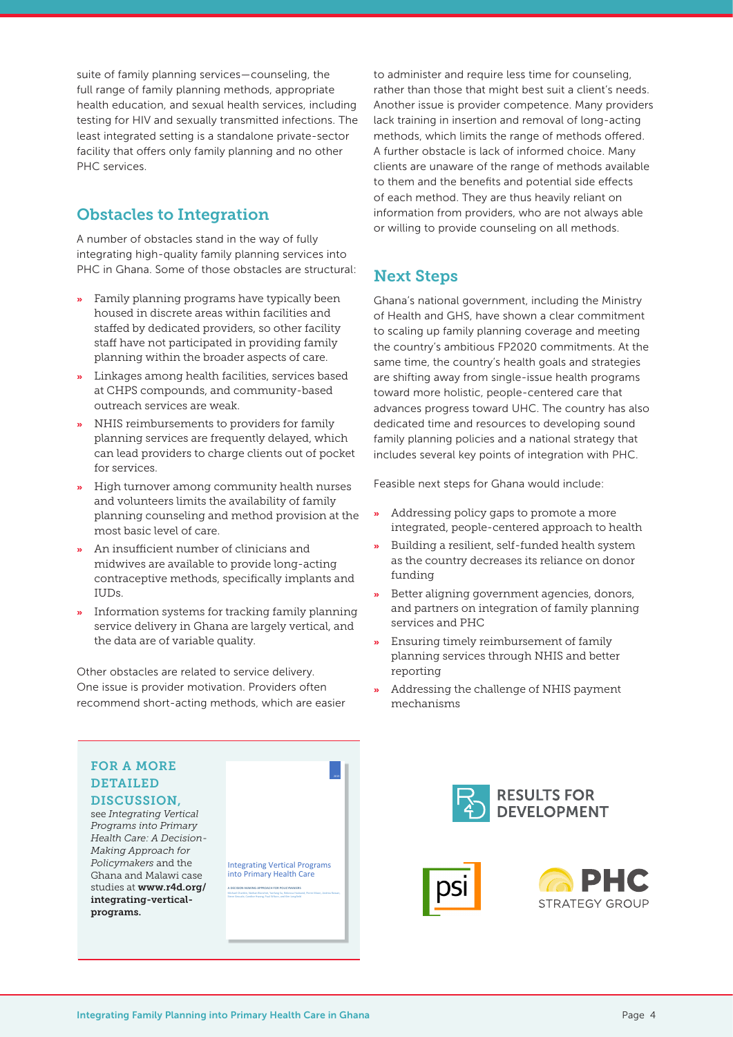suite of family planning services—counseling, the full range of family planning methods, appropriate health education, and sexual health services, including testing for HIV and sexually transmitted infections. The least integrated setting is a standalone private-sector facility that offers only family planning and no other PHC services.

## Obstacles to Integration

A number of obstacles stand in the way of fully integrating high-quality family planning services into PHC in Ghana. Some of those obstacles are structural:

- Family planning programs have typically been housed in discrete areas within facilities and staffed by dedicated providers, so other facility staff have not participated in providing family planning within the broader aspects of care.
- Linkages among health facilities, services based at CHPS compounds, and community-based outreach services are weak.
- NHIS reimbursements to providers for family planning services are frequently delayed, which can lead providers to charge clients out of pocket for services.
- High turnover among community health nurses and volunteers limits the availability of family planning counseling and method provision at the most basic level of care.
- An insufficient number of clinicians and midwives are available to provide long-acting contraceptive methods, specifically implants and IUDs.
- Information systems for tracking family planning service delivery in Ghana are largely vertical, and the data are of variable quality.

Other obstacles are related to service delivery. One issue is provider motivation. Providers often recommend short-acting methods, which are easier to administer and require less time for counseling, rather than those that might best suit a client's needs. Another issue is provider competence. Many providers lack training in insertion and removal of long-acting methods, which limits the range of methods offered. A further obstacle is lack of informed choice. Many clients are unaware of the range of methods available to them and the benefits and potential side effects of each method. They are thus heavily reliant on information from providers, who are not always able or willing to provide counseling on all methods.

## Next Steps

Ghana's national government, including the Ministry of Health and GHS, have shown a clear commitment to scaling up family planning coverage and meeting the country's ambitious FP2020 commitments. At the same time, the country's health goals and strategies are shifting away from single-issue health programs toward more holistic, people-centered care that advances progress toward UHC. The country has also dedicated time and resources to developing sound family planning policies and a national strategy that includes several key points of integration with PHC.

Feasible next steps for Ghana would include:

- Addressing policy gaps to promote a more integrated, people-centered approach to health
- Building a resilient, self-funded health system as the country decreases its reliance on donor funding
- Better aligning government agencies, donors, and partners on integration of family planning services and PHC
- Ensuring timely reimbursement of family planning services through NHIS and better reporting
- Addressing the challenge of NHIS payment mechanisms

**FOR A MORE DETAILED DISCUSSION,** see *Integrating Vertical Programs into Primary Health Care: A Decision-Making Approach for Policymakers* and the Ghana and Malawi case studies at **www.r4d.org/integrating-vertical-programs.**

Integrating Vertical Programs into Primary Health Care

A DECISION-MAKING APPROACH FOR POLICYMAKERS

RESULTS FOR DEVELOPMENT

psi

PHC STRATEGY GROUP